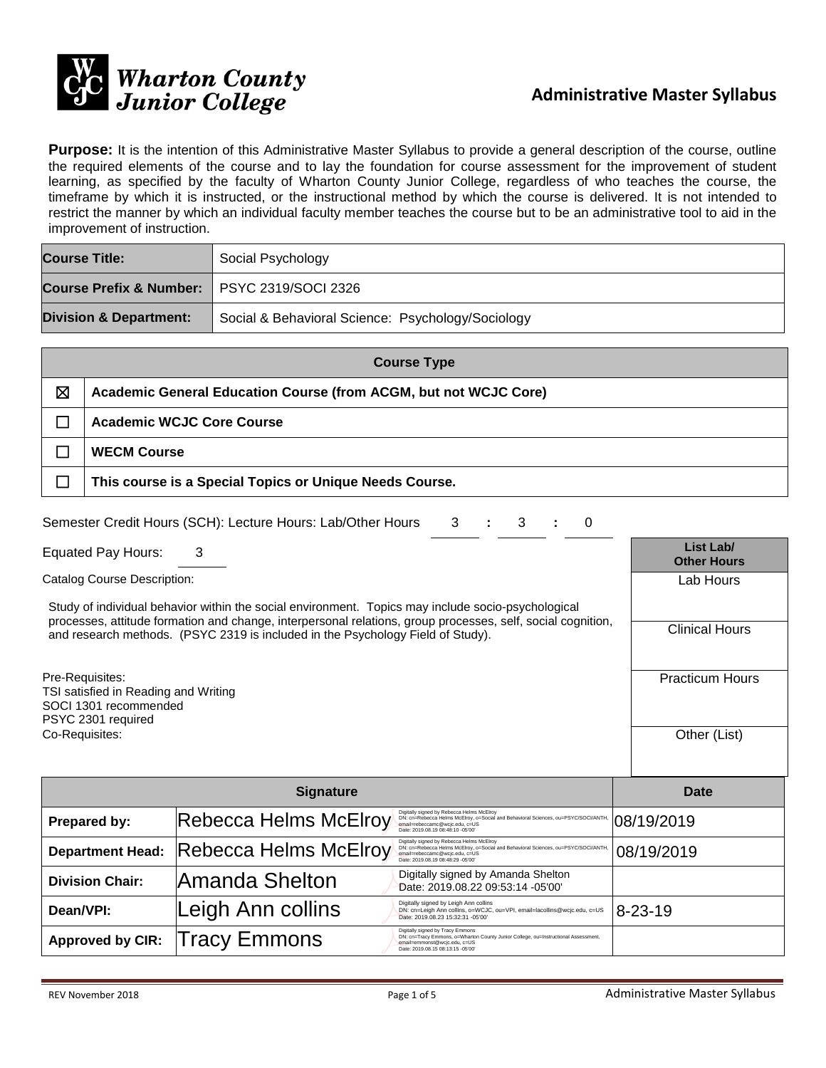# Wharton County Junior College

## Administrative Master Syllabus

**Purpose:** It is the intention of this Administrative Master Syllabus to provide a general description of the course, outline the required elements of the course and to lay the foundation for course assessment for the improvement of student learning, as specified by the faculty of Wharton County Junior College, regardless of who teaches the course, the timeframe by which it is instructed, or the instructional method by which the course is delivered. It is not intended to restrict the manner by which an individual faculty member teaches the course but to be an administrative tool to aid in the improvement of instruction.

| | |
|---|---|
| **Course Title:** | Social Psychology |
| **Course Prefix & Number:** | PSYC 2319/SOCI 2326 |
| **Division & Department:** | Social & Behavioral Science: Psychology/Sociology |

| Course Type | |
|---|---|
| ☒ | **Academic General Education Course (from ACGM, but not WCJC Core)** |
| ☐ | **Academic WCJC Core Course** |
| ☐ | **WECM Course** |
| ☐ | **This course is a Special Topics or Unique Needs Course.** |

Semester Credit Hours (SCH): Lecture Hours: Lab/Other Hours 3 : 3 : 0

Equated Pay Hours: 3

Catalog Course Description:

Study of individual behavior within the social environment. Topics may include socio-psychological processes, attitude formation and change, interpersonal relations, group processes, self, social cognition, and research methods. (PSYC 2319 is included in the Psychology Field of Study).

Pre-Requisites:
TSI satisfied in Reading and Writing
SOCI 1301 recommended
PSYC 2301 required

Co-Requisites:

| List Lab/ Other Hours |
|---|
| Lab Hours |
| Clinical Hours |
| Practicum Hours |
| Other (List) |

| | Signature | Date |
|---|---|---|
| **Prepared by:** | Rebecca Helms McElroy (Digitally signed by Rebecca Helms McElroy; DN: cn=Rebecca Helms McElroy, o=Social and Behavioral Sciences, ou=PSYC/SOCI/ANTH, email=rebeccamc@wcjc.edu, c=US; Date: 2019.08.19 08:48:10 -05'00') | 08/19/2019 |
| **Department Head:** | Rebecca Helms McElroy (Digitally signed by Rebecca Helms McElroy; DN: cn=Rebecca Helms McElroy, o=Social and Behavioral Sciences, ou=PSYC/SOCI/ANTH, email=rebeccamc@wcjc.edu, c=US; Date: 2019.08.19 08:48:29 -05'00') | 08/19/2019 |
| **Division Chair:** | Amanda Shelton (Digitally signed by Amanda Shelton; Date: 2019.08.22 09:53:14 -05'00') | |
| **Dean/VPI:** | Leigh Ann collins (Digitally signed by Leigh Ann collins; DN: cn=Leigh Ann collins, o=WCJC, ou=VPI, email=lacollins@wcjc.edu, c=US; Date: 2019.08.23 15:32:31 -05'00') | 8-23-19 |
| **Approved by CIR:** | Tracy Emmons (Digitally signed by Tracy Emmons; DN: cn=Tracy Emmons, o=Wharton County Junior College, ou=Instructional Assessment, email=emmonst@wcjc.edu, c=US; Date: 2019.08.15 08:13:15 -05'00') | |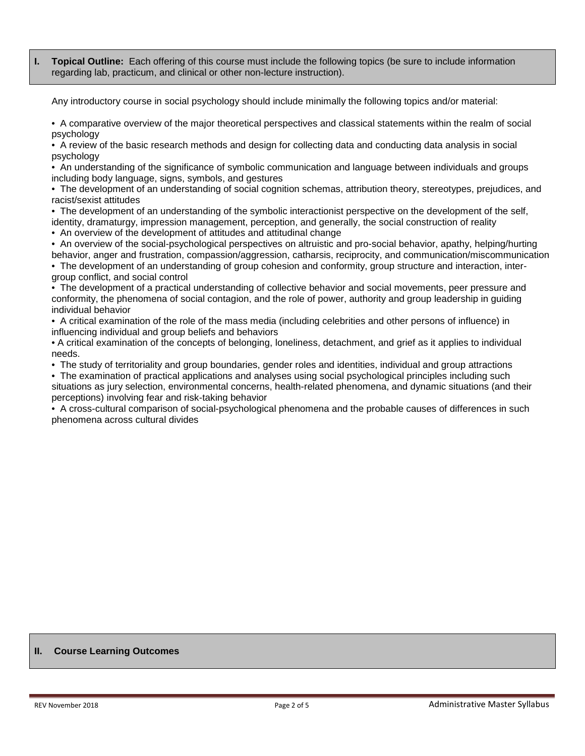## I. Topical Outline: Each offering of this course must include the following topics (be sure to include information regarding lab, practicum, and clinical or other non-lecture instruction).

Any introductory course in social psychology should include minimally the following topics and/or material:

- A comparative overview of the major theoretical perspectives and classical statements within the realm of social psychology
- A review of the basic research methods and design for collecting data and conducting data analysis in social psychology
- An understanding of the significance of symbolic communication and language between individuals and groups including body language, signs, symbols, and gestures
- The development of an understanding of social cognition schemas, attribution theory, stereotypes, prejudices, and racist/sexist attitudes
- The development of an understanding of the symbolic interactionist perspective on the development of the self, identity, dramaturgy, impression management, perception, and generally, the social construction of reality
- An overview of the development of attitudes and attitudinal change
- An overview of the social-psychological perspectives on altruistic and pro-social behavior, apathy, helping/hurting behavior, anger and frustration, compassion/aggression, catharsis, reciprocity, and communication/miscommunication
- The development of an understanding of group cohesion and conformity, group structure and interaction, inter-group conflict, and social control
- The development of a practical understanding of collective behavior and social movements, peer pressure and conformity, the phenomena of social contagion, and the role of power, authority and group leadership in guiding individual behavior
- A critical examination of the role of the mass media (including celebrities and other persons of influence) in influencing individual and group beliefs and behaviors
- A critical examination of the concepts of belonging, loneliness, detachment, and grief as it applies to individual needs.
- The study of territoriality and group boundaries, gender roles and identities, individual and group attractions
- The examination of practical applications and analyses using social psychological principles including such situations as jury selection, environmental concerns, health-related phenomena, and dynamic situations (and their perceptions) involving fear and risk-taking behavior
- A cross-cultural comparison of social-psychological phenomena and the probable causes of differences in such phenomena across cultural divides

## II. Course Learning Outcomes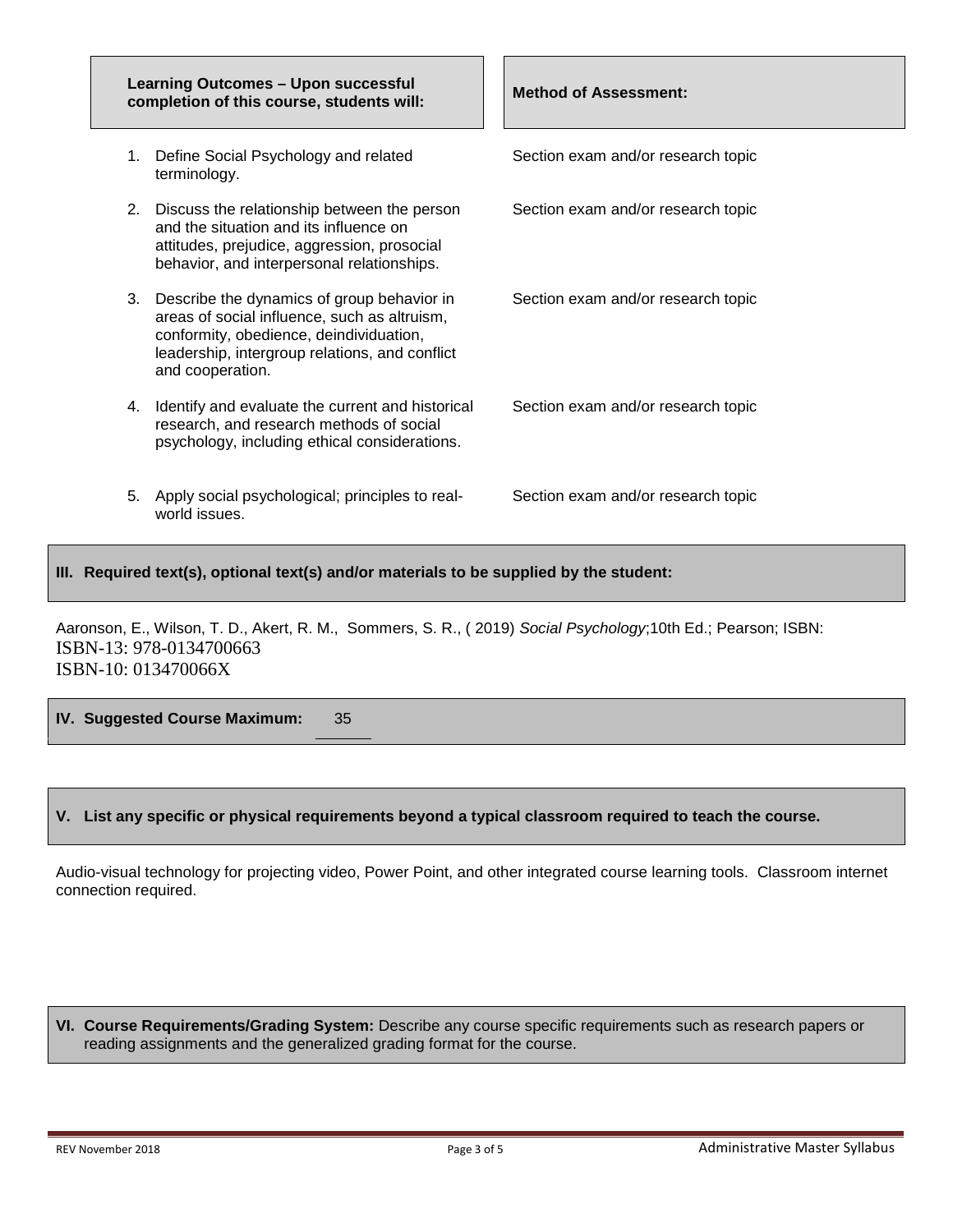| Learning Outcomes – Upon successful completion of this course, students will: | Method of Assessment: |
|---|---|
| 1. Define Social Psychology and related terminology. | Section exam and/or research topic |
| 2. Discuss the relationship between the person and the situation and its influence on attitudes, prejudice, aggression, prosocial behavior, and interpersonal relationships. | Section exam and/or research topic |
| 3. Describe the dynamics of group behavior in areas of social influence, such as altruism, conformity, obedience, deindividuation, leadership, intergroup relations, and conflict and cooperation. | Section exam and/or research topic |
| 4. Identify and evaluate the current and historical research, and research methods of social psychology, including ethical considerations. | Section exam and/or research topic |
| 5. Apply social psychological; principles to real-world issues. | Section exam and/or research topic |

## III. Required text(s), optional text(s) and/or materials to be supplied by the student:

Aaronson, E., Wilson, T. D., Akert, R. M., Sommers, S. R., ( 2019) *Social Psychology*;10th Ed.; Pearson; ISBN:
ISBN-13: 978-0134700663
ISBN-10: 013470066X

## IV. Suggested Course Maximum: 35

## V. List any specific or physical requirements beyond a typical classroom required to teach the course.

Audio-visual technology for projecting video, Power Point, and other integrated course learning tools. Classroom internet connection required.

## VI. Course Requirements/Grading System: 

Describe any course specific requirements such as research papers or reading assignments and the generalized grading format for the course.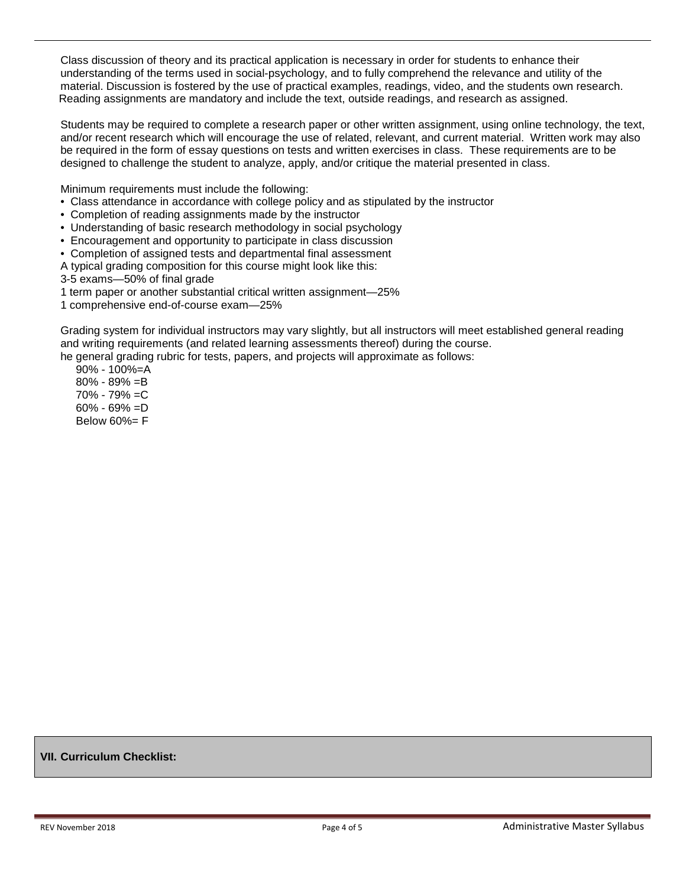Class discussion of theory and its practical application is necessary in order for students to enhance their understanding of the terms used in social-psychology, and to fully comprehend the relevance and utility of the material. Discussion is fostered by the use of practical examples, readings, video, and the students own research. Reading assignments are mandatory and include the text, outside readings, and research as assigned.

Students may be required to complete a research paper or other written assignment, using online technology, the text, and/or recent research which will encourage the use of related, relevant, and current material. Written work may also be required in the form of essay questions on tests and written exercises in class. These requirements are to be designed to challenge the student to analyze, apply, and/or critique the material presented in class.

Minimum requirements must include the following:

- Class attendance in accordance with college policy and as stipulated by the instructor
- Completion of reading assignments made by the instructor
- Understanding of basic research methodology in social psychology
- Encouragement and opportunity to participate in class discussion
- Completion of assigned tests and departmental final assessment

A typical grading composition for this course might look like this:
3-5 exams—50% of final grade
1 term paper or another substantial critical written assignment—25%
1 comprehensive end-of-course exam—25%

Grading system for individual instructors may vary slightly, but all instructors will meet established general reading and writing requirements (and related learning assessments thereof) during the course.
he general grading rubric for tests, papers, and projects will approximate as follows:

90% - 100%=A
80% - 89% =B
70% - 79% =C
60% - 69% =D
Below 60%= F

## VII. Curriculum Checklist: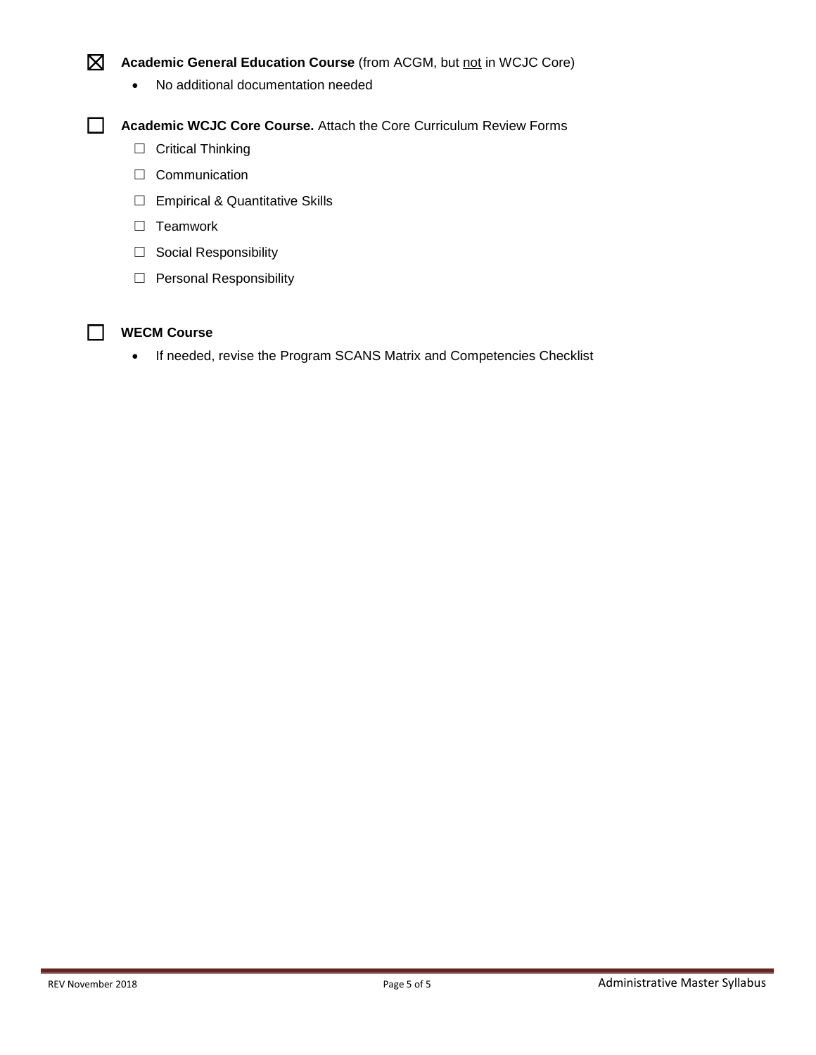☒ **Academic General Education Course** (from ACGM, but not in WCJC Core)

- No additional documentation needed

☐ **Academic WCJC Core Course.** Attach the Core Curriculum Review Forms

- ☐ Critical Thinking
- ☐ Communication
- ☐ Empirical & Quantitative Skills
- ☐ Teamwork
- ☐ Social Responsibility
- ☐ Personal Responsibility

☐ **WECM Course**

- If needed, revise the Program SCANS Matrix and Competencies Checklist